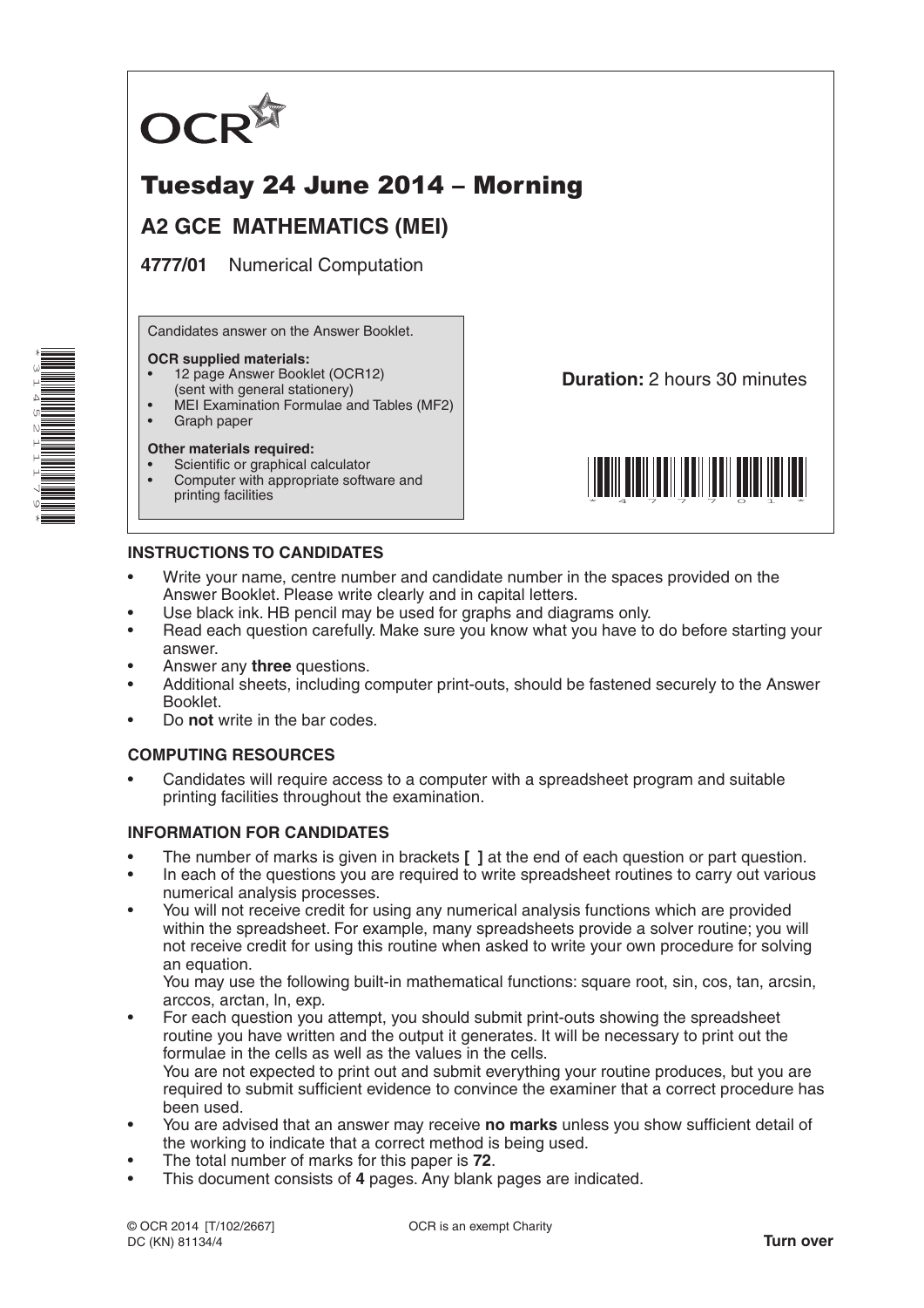OCR

# Tuesday 24 June 2014 – Morning

## A2 GCE MATHEMATICS (MEI)

**4777/01** Numerical Computation

Candidates answer on the Answer Booklet.

**OCR supplied materials:**
- 12 page Answer Booklet (OCR12) (sent with general stationery)
- MEI Examination Formulae and Tables (MF2)
- Graph paper

**Other materials required:**
- Scientific or graphical calculator
- Computer with appropriate software and printing facilities

**Duration:** 2 hours 30 minutes

### INSTRUCTIONS TO CANDIDATES

- Write your name, centre number and candidate number in the spaces provided on the Answer Booklet. Please write clearly and in capital letters.
- Use black ink. HB pencil may be used for graphs and diagrams only.
- Read each question carefully. Make sure you know what you have to do before starting your answer.
- Answer any **three** questions.
- Additional sheets, including computer print-outs, should be fastened securely to the Answer Booklet.
- Do **not** write in the bar codes.

### COMPUTING RESOURCES

- Candidates will require access to a computer with a spreadsheet program and suitable printing facilities throughout the examination.

### INFORMATION FOR CANDIDATES

- The number of marks is given in brackets **[ ]** at the end of each question or part question.
- In each of the questions you are required to write spreadsheet routines to carry out various numerical analysis processes.
- You will not receive credit for using any numerical analysis functions which are provided within the spreadsheet. For example, many spreadsheets provide a solver routine; you will not receive credit for using this routine when asked to write your own procedure for solving an equation.
  You may use the following built-in mathematical functions: square root, sin, cos, tan, arcsin, arccos, arctan, ln, exp.
- For each question you attempt, you should submit print-outs showing the spreadsheet routine you have written and the output it generates. It will be necessary to print out the formulae in the cells as well as the values in the cells.
  You are not expected to print out and submit everything your routine produces, but you are required to submit sufficient evidence to convince the examiner that a correct procedure has been used.
- You are advised that an answer may receive **no marks** unless you show sufficient detail of the working to indicate that a correct method is being used.
- The total number of marks for this paper is **72**.
- This document consists of **4** pages. Any blank pages are indicated.

© OCR 2014 [T/102/2667]
DC (KN) 81134/4

OCR is an exempt Charity

**Turn over**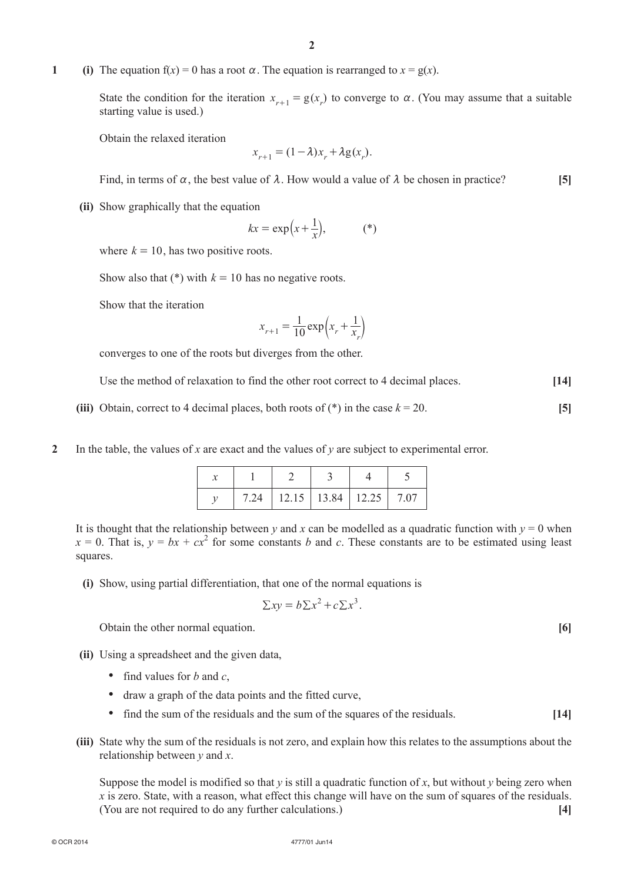**1** **(i)** The equation $f(x) = 0$ has a root $\alpha$. The equation is rearranged to $x = g(x)$.

State the condition for the iteration $x_{r+1} = g(x_r)$ to converge to $\alpha$. (You may assume that a suitable starting value is used.)

Obtain the relaxed iteration

$$x_{r+1} = (1 - \lambda)x_r + \lambda g(x_r).$$

Find, in terms of $\alpha$, the best value of $\lambda$. How would a value of $\lambda$ be chosen in practice? **[5]**

**(ii)** Show graphically that the equation

$$kx = \exp\left(x + \frac{1}{x}\right), \qquad (*)$$

where $k = 10$, has two positive roots.

Show also that (*) with $k = 10$ has no negative roots.

Show that the iteration

$$x_{r+1} = \frac{1}{10}\exp\left(x_r + \frac{1}{x_r}\right)$$

converges to one of the roots but diverges from the other.

Use the method of relaxation to find the other root correct to 4 decimal places. **[14]**

**(iii)** Obtain, correct to 4 decimal places, both roots of (*) in the case $k = 20$. **[5]**

**2** In the table, the values of $x$ are exact and the values of $y$ are subject to experimental error.

| $x$ | 1 | 2 | 3 | 4 | 5 |
|---|---|---|---|---|---|
| $y$ | 7.24 | 12.15 | 13.84 | 12.25 | 7.07 |

It is thought that the relationship between $y$ and $x$ can be modelled as a quadratic function with $y = 0$ when $x = 0$. That is, $y = bx + cx^2$ for some constants $b$ and $c$. These constants are to be estimated using least squares.

**(i)** Show, using partial differentiation, that one of the normal equations is

$$\Sigma xy = b\Sigma x^2 + c\Sigma x^3.$$

Obtain the other normal equation. **[6]**

**(ii)** Using a spreadsheet and the given data,

- find values for $b$ and $c$,
- draw a graph of the data points and the fitted curve,
- find the sum of the residuals and the sum of the squares of the residuals. **[14]**

**(iii)** State why the sum of the residuals is not zero, and explain how this relates to the assumptions about the relationship between $y$ and $x$.

Suppose the model is modified so that $y$ is still a quadratic function of $x$, but without $y$ being zero when $x$ is zero. State, with a reason, what effect this change will have on the sum of squares of the residuals. (You are not required to do any further calculations.) **[4]**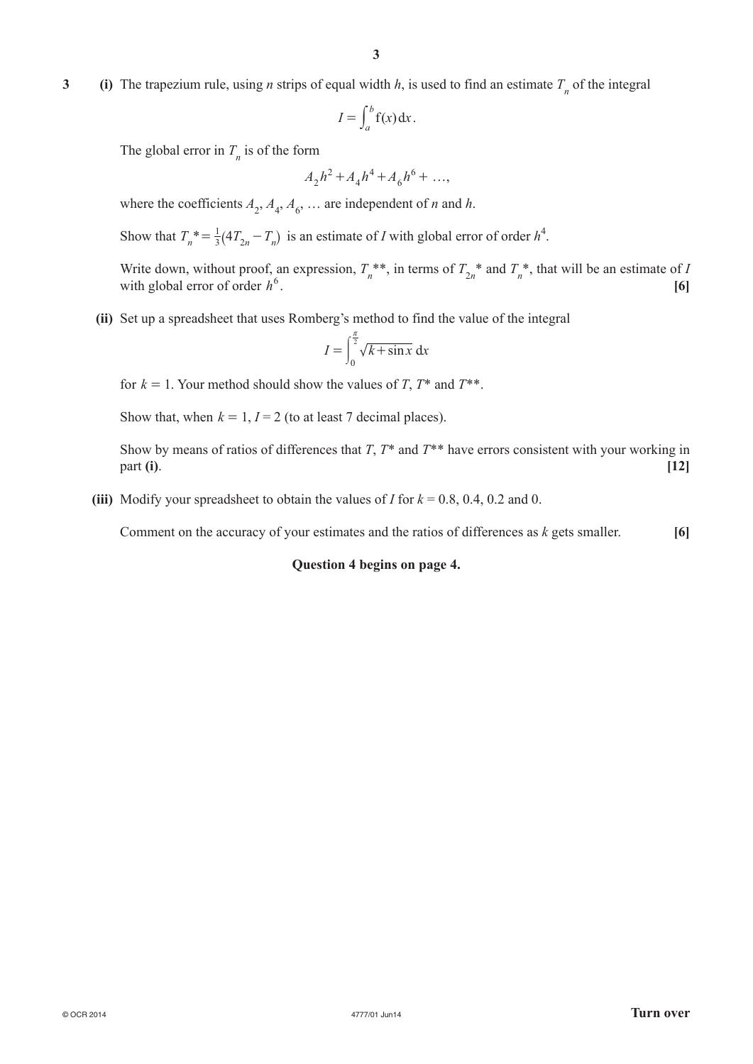**3** **(i)** The trapezium rule, using $n$ strips of equal width $h$, is used to find an estimate $T_n$ of the integral

$$I = \int_a^b \mathrm{f}(x)\,\mathrm{d}x.$$

The global error in $T_n$ is of the form

$$A_2h^2 + A_4h^4 + A_6h^6 + \ldots,$$

where the coefficients $A_2, A_4, A_6, \ldots$ are independent of $n$ and $h$.

Show that $T_n{*} = \frac{1}{3}(4T_{2n} - T_n)$ is an estimate of $I$ with global error of order $h^4$.

Write down, without proof, an expression, $T_n{**}$, in terms of $T_{2n}{*}$ and $T_n{*}$, that will be an estimate of $I$ with global error of order $h^6$. **[6]**

**(ii)** Set up a spreadsheet that uses Romberg's method to find the value of the integral

$$I = \int_0^{\frac{\pi}{2}} \sqrt{k + \sin x}\,\mathrm{d}x$$

for $k = 1$. Your method should show the values of $T$, $T{*}$ and $T{**}$.

Show that, when $k = 1$, $I = 2$ (to at least 7 decimal places).

Show by means of ratios of differences that $T$, $T{*}$ and $T{**}$ have errors consistent with your working in part **(i)**. **[12]**

**(iii)** Modify your spreadsheet to obtain the values of $I$ for $k = 0.8$, $0.4$, $0.2$ and $0$.

Comment on the accuracy of your estimates and the ratios of differences as $k$ gets smaller. **[6]**

**Question 4 begins on page 4.**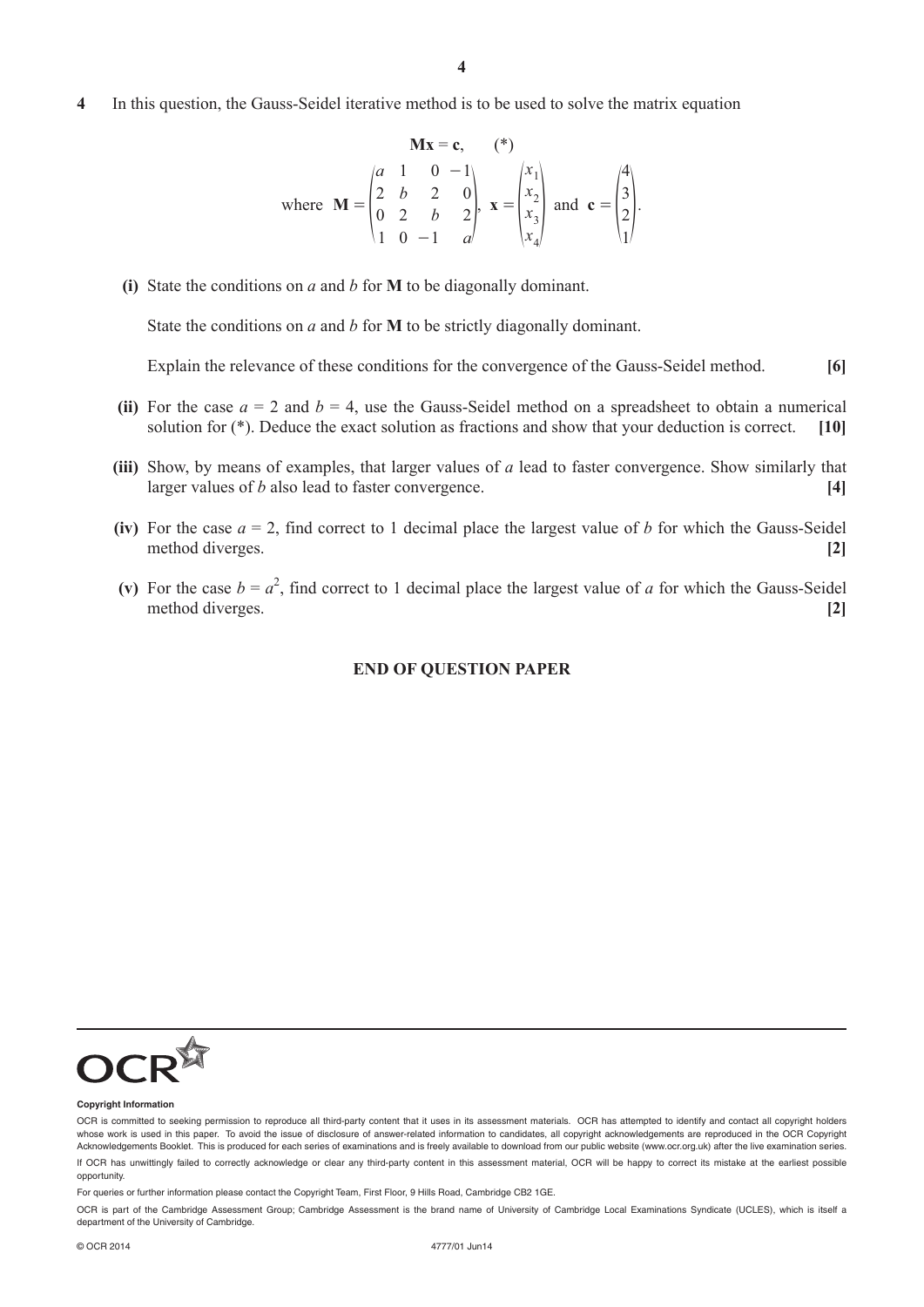**4** In this question, the Gauss-Seidel iterative method is to be used to solve the matrix equation

$$\mathbf{Mx} = \mathbf{c}, \qquad (*)$$

$$\text{where } \mathbf{M} = \begin{pmatrix} a & 1 & 0 & -1 \\ 2 & b & 2 & 0 \\ 0 & 2 & b & 2 \\ 1 & 0 & -1 & a \end{pmatrix}, \ \mathbf{x} = \begin{pmatrix} x_1 \\ x_2 \\ x_3 \\ x_4 \end{pmatrix} \text{ and } \mathbf{c} = \begin{pmatrix} 4 \\ 3 \\ 2 \\ 1 \end{pmatrix}.$$

**(i)** State the conditions on $a$ and $b$ for $\mathbf{M}$ to be diagonally dominant.

State the conditions on $a$ and $b$ for $\mathbf{M}$ to be strictly diagonally dominant.

Explain the relevance of these conditions for the convergence of the Gauss-Seidel method. **[6]**

**(ii)** For the case $a = 2$ and $b = 4$, use the Gauss-Seidel method on a spreadsheet to obtain a numerical solution for (*). Deduce the exact solution as fractions and show that your deduction is correct. **[10]**

**(iii)** Show, by means of examples, that larger values of $a$ lead to faster convergence. Show similarly that larger values of $b$ also lead to faster convergence. **[4]**

**(iv)** For the case $a = 2$, find correct to 1 decimal place the largest value of $b$ for which the Gauss-Seidel method diverges. **[2]**

**(v)** For the case $b = a^2$, find correct to 1 decimal place the largest value of $a$ for which the Gauss-Seidel method diverges. **[2]**

**END OF QUESTION PAPER**

**Copyright Information**

OCR is committed to seeking permission to reproduce all third-party content that it uses in its assessment materials. OCR has attempted to identify and contact all copyright holders whose work is used in this paper. To avoid the issue of disclosure of answer-related information to candidates, all copyright acknowledgements are reproduced in the OCR Copyright Acknowledgements Booklet. This is produced for each series of examinations and is freely available to download from our public website (www.ocr.org.uk) after the live examination series.

If OCR has unwittingly failed to correctly acknowledge or clear any third-party content in this assessment material, OCR will be happy to correct its mistake at the earliest possible opportunity.

For queries or further information please contact the Copyright Team, First Floor, 9 Hills Road, Cambridge CB2 1GE.

OCR is part of the Cambridge Assessment Group; Cambridge Assessment is the brand name of University of Cambridge Local Examinations Syndicate (UCLES), which is itself a department of the University of Cambridge.

© OCR 2014 4777/01 Jun14